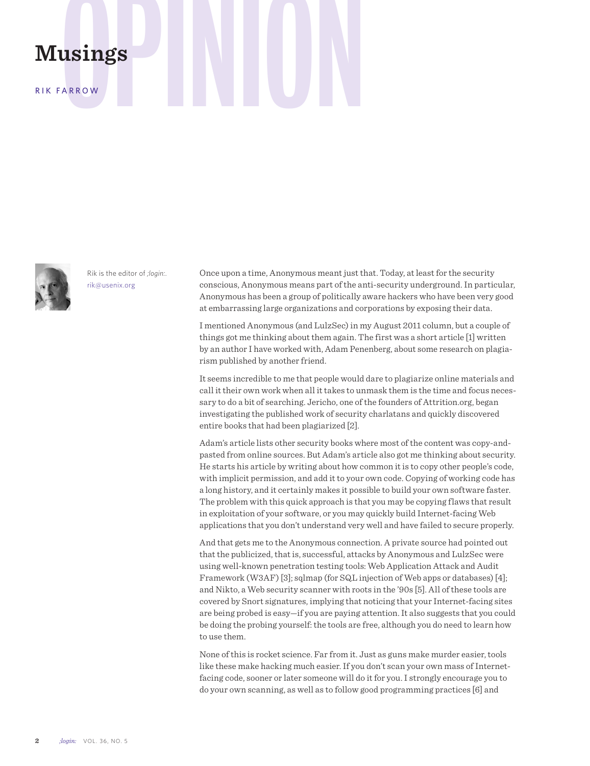OPINION

# Musings

RIK FARROW

Rik is the editor of *;login:*.
rik@usenix.org

Once upon a time, Anonymous meant just that. Today, at least for the security conscious, Anonymous means part of the anti-security underground. In particular, Anonymous has been a group of politically aware hackers who have been very good at embarrassing large organizations and corporations by exposing their data.

I mentioned Anonymous (and LulzSec) in my August 2011 column, but a couple of things got me thinking about them again. The first was a short article [1] written by an author I have worked with, Adam Penenberg, about some research on plagiarism published by another friend.

It seems incredible to me that people would dare to plagiarize online materials and call it their own work when all it takes to unmask them is the time and focus necessary to do a bit of searching. Jericho, one of the founders of Attrition.org, began investigating the published work of security charlatans and quickly discovered entire books that had been plagiarized [2].

Adam's article lists other security books where most of the content was copy-and-pasted from online sources. But Adam's article also got me thinking about security. He starts his article by writing about how common it is to copy other people's code, with implicit permission, and add it to your own code. Copying of working code has a long history, and it certainly makes it possible to build your own software faster. The problem with this quick approach is that you may be copying flaws that result in exploitation of your software, or you may quickly build Internet-facing Web applications that you don't understand very well and have failed to secure properly.

And that gets me to the Anonymous connection. A private source had pointed out that the publicized, that is, successful, attacks by Anonymous and LulzSec were using well-known penetration testing tools: Web Application Attack and Audit Framework (W3AF) [3]; sqlmap (for SQL injection of Web apps or databases) [4]; and Nikto, a Web security scanner with roots in the '90s [5]. All of these tools are covered by Snort signatures, implying that noticing that your Internet-facing sites are being probed is easy—if you are paying attention. It also suggests that you could be doing the probing yourself: the tools are free, although you do need to learn how to use them.

None of this is rocket science. Far from it. Just as guns make murder easier, tools like these make hacking much easier. If you don't scan your own mass of Internet-facing code, sooner or later someone will do it for you. I strongly encourage you to do your own scanning, as well as to follow good programming practices [6] and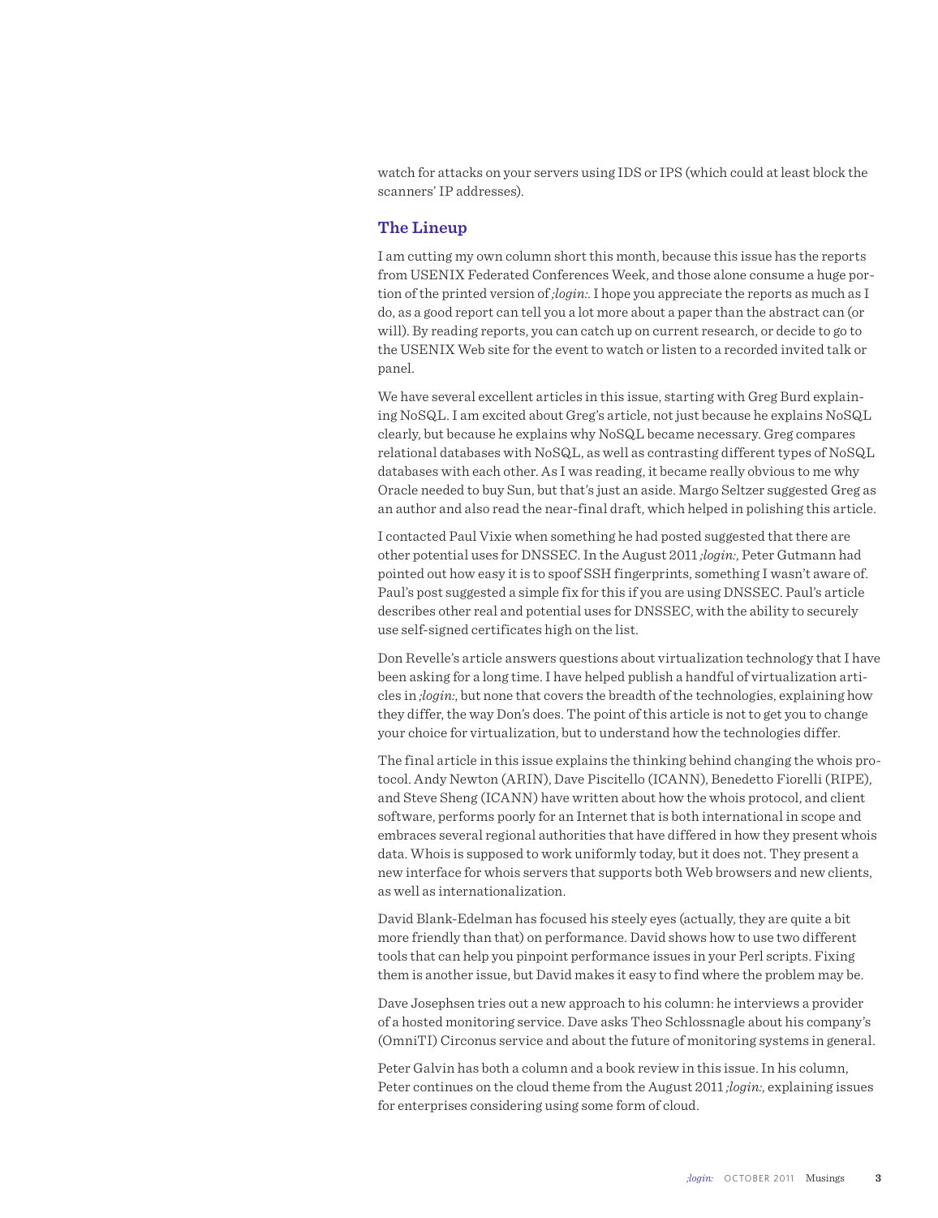watch for attacks on your servers using IDS or IPS (which could at least block the scanners' IP addresses).

## The Lineup

I am cutting my own column short this month, because this issue has the reports from USENIX Federated Conferences Week, and those alone consume a huge portion of the printed version of *;login:*. I hope you appreciate the reports as much as I do, as a good report can tell you a lot more about a paper than the abstract can (or will). By reading reports, you can catch up on current research, or decide to go to the USENIX Web site for the event to watch or listen to a recorded invited talk or panel.

We have several excellent articles in this issue, starting with Greg Burd explaining NoSQL. I am excited about Greg's article, not just because he explains NoSQL clearly, but because he explains why NoSQL became necessary. Greg compares relational databases with NoSQL, as well as contrasting different types of NoSQL databases with each other. As I was reading, it became really obvious to me why Oracle needed to buy Sun, but that's just an aside. Margo Seltzer suggested Greg as an author and also read the near-final draft, which helped in polishing this article.

I contacted Paul Vixie when something he had posted suggested that there are other potential uses for DNSSEC. In the August 2011 *;login:*, Peter Gutmann had pointed out how easy it is to spoof SSH fingerprints, something I wasn't aware of. Paul's post suggested a simple fix for this if you are using DNSSEC. Paul's article describes other real and potential uses for DNSSEC, with the ability to securely use self-signed certificates high on the list.

Don Revelle's article answers questions about virtualization technology that I have been asking for a long time. I have helped publish a handful of virtualization articles in *;login:*, but none that covers the breadth of the technologies, explaining how they differ, the way Don's does. The point of this article is not to get you to change your choice for virtualization, but to understand how the technologies differ.

The final article in this issue explains the thinking behind changing the whois protocol. Andy Newton (ARIN), Dave Piscitello (ICANN), Benedetto Fiorelli (RIPE), and Steve Sheng (ICANN) have written about how the whois protocol, and client software, performs poorly for an Internet that is both international in scope and embraces several regional authorities that have differed in how they present whois data. Whois is supposed to work uniformly today, but it does not. They present a new interface for whois servers that supports both Web browsers and new clients, as well as internationalization.

David Blank-Edelman has focused his steely eyes (actually, they are quite a bit more friendly than that) on performance. David shows how to use two different tools that can help you pinpoint performance issues in your Perl scripts. Fixing them is another issue, but David makes it easy to find where the problem may be.

Dave Josephsen tries out a new approach to his column: he interviews a provider of a hosted monitoring service. Dave asks Theo Schlossnagle about his company's (OmniTI) Circonus service and about the future of monitoring systems in general.

Peter Galvin has both a column and a book review in this issue. In his column, Peter continues on the cloud theme from the August 2011 *;login:*, explaining issues for enterprises considering using some form of cloud.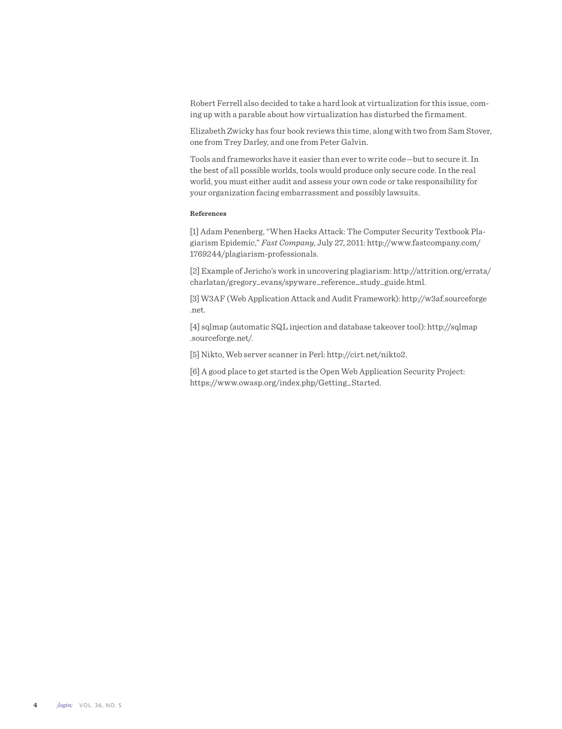Robert Ferrell also decided to take a hard look at virtualization for this issue, coming up with a parable about how virtualization has disturbed the firmament.

Elizabeth Zwicky has four book reviews this time, along with two from Sam Stover, one from Trey Darley, and one from Peter Galvin.

Tools and frameworks have it easier than ever to write code—but to secure it. In the best of all possible worlds, tools would produce only secure code. In the real world, you must either audit and assess your own code or take responsibility for your organization facing embarrassment and possibly lawsuits.

**References**

[1] Adam Penenberg, "When Hacks Attack: The Computer Security Textbook Plagiarism Epidemic," *Fast Company*, July 27, 2011: http://www.fastcompany.com/1769244/plagiarism-professionals.

[2] Example of Jericho's work in uncovering plagiarism: http://attrition.org/errata/charlatan/gregory_evans/spyware_reference_study_guide.html.

[3] W3AF (Web Application Attack and Audit Framework): http://w3af.sourceforge.net.

[4] sqlmap (automatic SQL injection and database takeover tool): http://sqlmap.sourceforge.net/.

[5] Nikto, Web server scanner in Perl: http://cirt.net/nikto2.

[6] A good place to get started is the Open Web Application Security Project: https://www.owasp.org/index.php/Getting_Started.